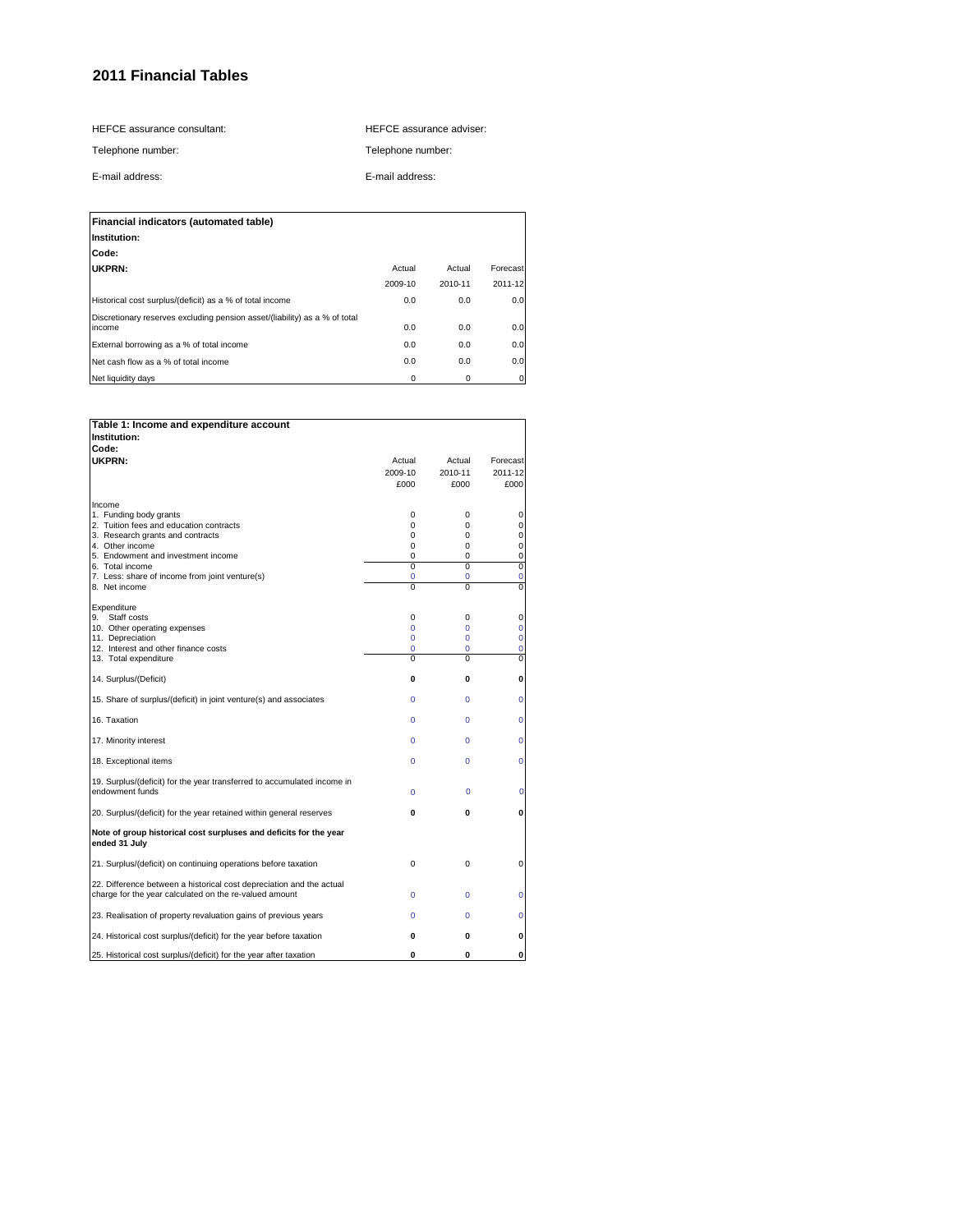# 2011 Financial Tables

HEFCE assurance consultant: HEFCE assurance adviser:

Telephone number: Telephone number:

E-mail address: E-mail address:

| **Financial indicators (automated table)** | | | |
|---|---|---|---|
| **Institution:** | | | |
| **Code:** | | | |
| **UKPRN:** | Actual | Actual | Forecast |
| | 2009-10 | 2010-11 | 2011-12 |
| Historical cost surplus/(deficit) as a % of total income | 0.0 | 0.0 | 0.0 |
| Discretionary reserves excluding pension asset/(liability) as a % of total income | 0.0 | 0.0 | 0.0 |
| External borrowing as a % of total income | 0.0 | 0.0 | 0.0 |
| Net cash flow as a % of total income | 0.0 | 0.0 | 0.0 |
| Net liquidity days | 0 | 0 | 0 |

| **Table 1: Income and expenditure account** | | | |
|---|---|---|---|
| **Institution:** | | | |
| **Code:** | | | |
| **UKPRN:** | Actual | Actual | Forecast |
| | 2009-10 | 2010-11 | 2011-12 |
| | £000 | £000 | £000 |
| Income | | | |
| 1. Funding body grants | 0 | 0 | 0 |
| 2. Tuition fees and education contracts | 0 | 0 | 0 |
| 3. Research grants and contracts | 0 | 0 | 0 |
| 4. Other income | 0 | 0 | 0 |
| 5. Endowment and investment income | 0 | 0 | 0 |
| 6. Total income | 0 | 0 | 0 |
| 7. Less: share of income from joint venture(s) | 0 | 0 | 0 |
| 8. Net income | 0 | 0 | 0 |
| Expenditure | | | |
| 9. Staff costs | 0 | 0 | 0 |
| 10. Other operating expenses | 0 | 0 | 0 |
| 11. Depreciation | 0 | 0 | 0 |
| 12. Interest and other finance costs | 0 | 0 | 0 |
| 13. Total expenditure | 0 | 0 | 0 |
| 14. Surplus/(Deficit) | **0** | **0** | **0** |
| 15. Share of surplus/(deficit) in joint venture(s) and associates | 0 | 0 | 0 |
| 16. Taxation | 0 | 0 | 0 |
| 17. Minority interest | 0 | 0 | 0 |
| 18. Exceptional items | 0 | 0 | 0 |
| 19. Surplus/(deficit) for the year transferred to accumulated income in endowment funds | 0 | 0 | 0 |
| 20. Surplus/(deficit) for the year retained within general reserves | **0** | **0** | **0** |
| **Note of group historical cost surpluses and deficits for the year ended 31 July** | | | |
| 21. Surplus/(deficit) on continuing operations before taxation | 0 | 0 | 0 |
| 22. Difference between a historical cost depreciation and the actual charge for the year calculated on the re-valued amount | 0 | 0 | 0 |
| 23. Realisation of property revaluation gains of previous years | 0 | 0 | 0 |
| 24. Historical cost surplus/(deficit) for the year before taxation | **0** | **0** | **0** |
| 25. Historical cost surplus/(deficit) for the year after taxation | **0** | **0** | **0** |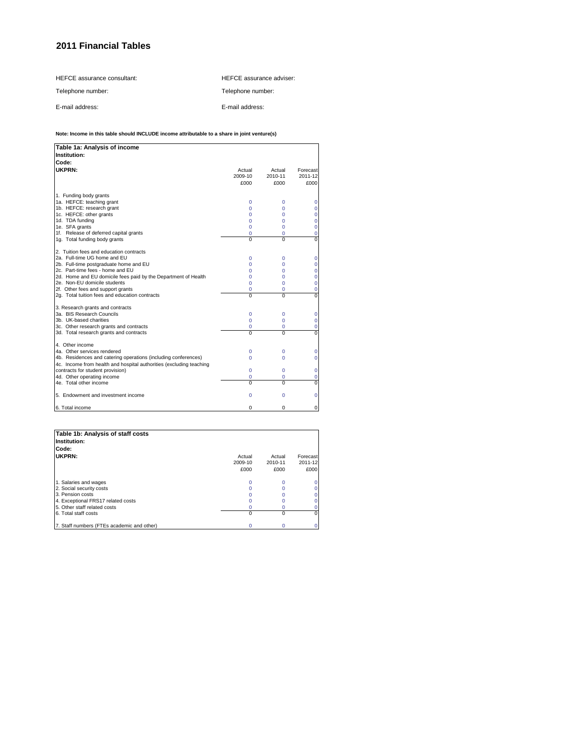# 2011 Financial Tables

HEFCE assurance consultant: HEFCE assurance adviser:

Telephone number: Telephone number:

E-mail address: E-mail address:

**Note: Income in this table should INCLUDE income attributable to a share in joint venture(s)**

| Table 1a: Analysis of income | | | |
|---|---|---|---|
| Institution: | | | |
| Code: | | | |
| UKPRN: | Actual 2009-10 £000 | Actual 2010-11 £000 | Forecast 2011-12 £000 |
| 1. Funding body grants | | | |
| 1a. HEFCE: teaching grant | 0 | 0 | 0 |
| 1b. HEFCE: research grant | 0 | 0 | 0 |
| 1c. HEFCE: other grants | 0 | 0 | 0 |
| 1d. TDA funding | 0 | 0 | 0 |
| 1e. SFA grants | 0 | 0 | 0 |
| 1f. Release of deferred capital grants | 0 | 0 | 0 |
| 1g. Total funding body grants | 0 | 0 | 0 |
| 2. Tuition fees and education contracts | | | |
| 2a. Full-time UG home and EU | 0 | 0 | 0 |
| 2b. Full-time postgraduate home and EU | 0 | 0 | 0 |
| 2c. Part-time fees - home and EU | 0 | 0 | 0 |
| 2d. Home and EU domicile fees paid by the Department of Health | 0 | 0 | 0 |
| 2e. Non-EU domicile students | 0 | 0 | 0 |
| 2f. Other fees and support grants | 0 | 0 | 0 |
| 2g. Total tuition fees and education contracts | 0 | 0 | 0 |
| 3. Research grants and contracts | | | |
| 3a. BIS Research Councils | 0 | 0 | 0 |
| 3b. UK-based charities | 0 | 0 | 0 |
| 3c. Other research grants and contracts | 0 | 0 | 0 |
| 3d. Total research grants and contracts | 0 | 0 | 0 |
| 4. Other income | | | |
| 4a. Other services rendered | 0 | 0 | 0 |
| 4b. Residences and catering operations (including conferences) | 0 | 0 | 0 |
| 4c. Income from health and hospital authorities (excluding teaching contracts for student provision) | 0 | 0 | 0 |
| 4d. Other operating income | 0 | 0 | 0 |
| 4e. Total other income | 0 | 0 | 0 |
| 5. Endowment and investment income | 0 | 0 | 0 |
| 6. Total income | 0 | 0 | 0 |

| Table 1b: Analysis of staff costs | | | |
|---|---|---|---|
| Institution: | | | |
| Code: | | | |
| UKPRN: | Actual 2009-10 £000 | Actual 2010-11 £000 | Forecast 2011-12 £000 |
| 1. Salaries and wages | 0 | 0 | 0 |
| 2. Social security costs | 0 | 0 | 0 |
| 3. Pension costs | 0 | 0 | 0 |
| 4. Exceptional FRS17 related costs | 0 | 0 | 0 |
| 5. Other staff related costs | 0 | 0 | 0 |
| 6. Total staff costs | 0 | 0 | 0 |
| 7. Staff numbers (FTEs academic and other) | 0 | 0 | 0 |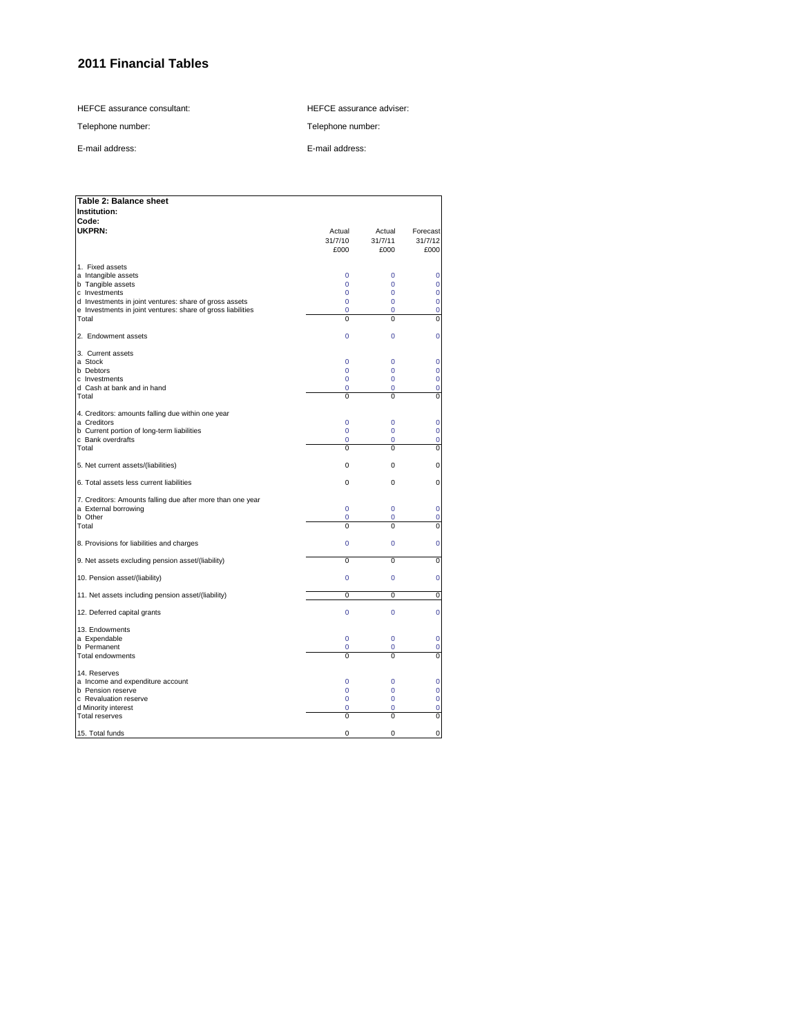# 2011 Financial Tables

HEFCE assurance consultant:

Telephone number:

E-mail address:

HEFCE assurance adviser:

Telephone number:

E-mail address:

| **Table 2: Balance sheet**<br>**Institution:**<br>**Code:**<br>**UKPRN:** | Actual<br>31/7/10<br>£000 | Actual<br>31/7/11<br>£000 | Forecast<br>31/7/12<br>£000 |
|---|---|---|---|
| 1. Fixed assets | | | |
| a Intangible assets | 0 | 0 | 0 |
| b Tangible assets | 0 | 0 | 0 |
| c Investments | 0 | 0 | 0 |
| d Investments in joint ventures: share of gross assets | 0 | 0 | 0 |
| e Investments in joint ventures: share of gross liabilities | 0 | 0 | 0 |
| Total | 0 | 0 | 0 |
| 2. Endowment assets | 0 | 0 | 0 |
| 3. Current assets | | | |
| a Stock | 0 | 0 | 0 |
| b Debtors | 0 | 0 | 0 |
| c Investments | 0 | 0 | 0 |
| d Cash at bank and in hand | 0 | 0 | 0 |
| Total | 0 | 0 | 0 |
| 4. Creditors: amounts falling due within one year | | | |
| a Creditors | 0 | 0 | 0 |
| b Current portion of long-term liabilities | 0 | 0 | 0 |
| c Bank overdrafts | 0 | 0 | 0 |
| Total | 0 | 0 | 0 |
| 5. Net current assets/(liabilities) | 0 | 0 | 0 |
| 6. Total assets less current liabilities | 0 | 0 | 0 |
| 7. Creditors: Amounts falling due after more than one year | | | |
| a External borrowing | 0 | 0 | 0 |
| b Other | 0 | 0 | 0 |
| Total | 0 | 0 | 0 |
| 8. Provisions for liabilities and charges | 0 | 0 | 0 |
| 9. Net assets excluding pension asset/(liability) | 0 | 0 | 0 |
| 10. Pension asset/(liability) | 0 | 0 | 0 |
| 11. Net assets including pension asset/(liability) | 0 | 0 | 0 |
| 12. Deferred capital grants | 0 | 0 | 0 |
| 13. Endowments | | | |
| a Expendable | 0 | 0 | 0 |
| b Permanent | 0 | 0 | 0 |
| Total endowments | 0 | 0 | 0 |
| 14. Reserves | | | |
| a Income and expenditure account | 0 | 0 | 0 |
| b Pension reserve | 0 | 0 | 0 |
| c Revaluation reserve | 0 | 0 | 0 |
| d Minority interest | 0 | 0 | 0 |
| Total reserves | 0 | 0 | 0 |
| 15. Total funds | 0 | 0 | 0 |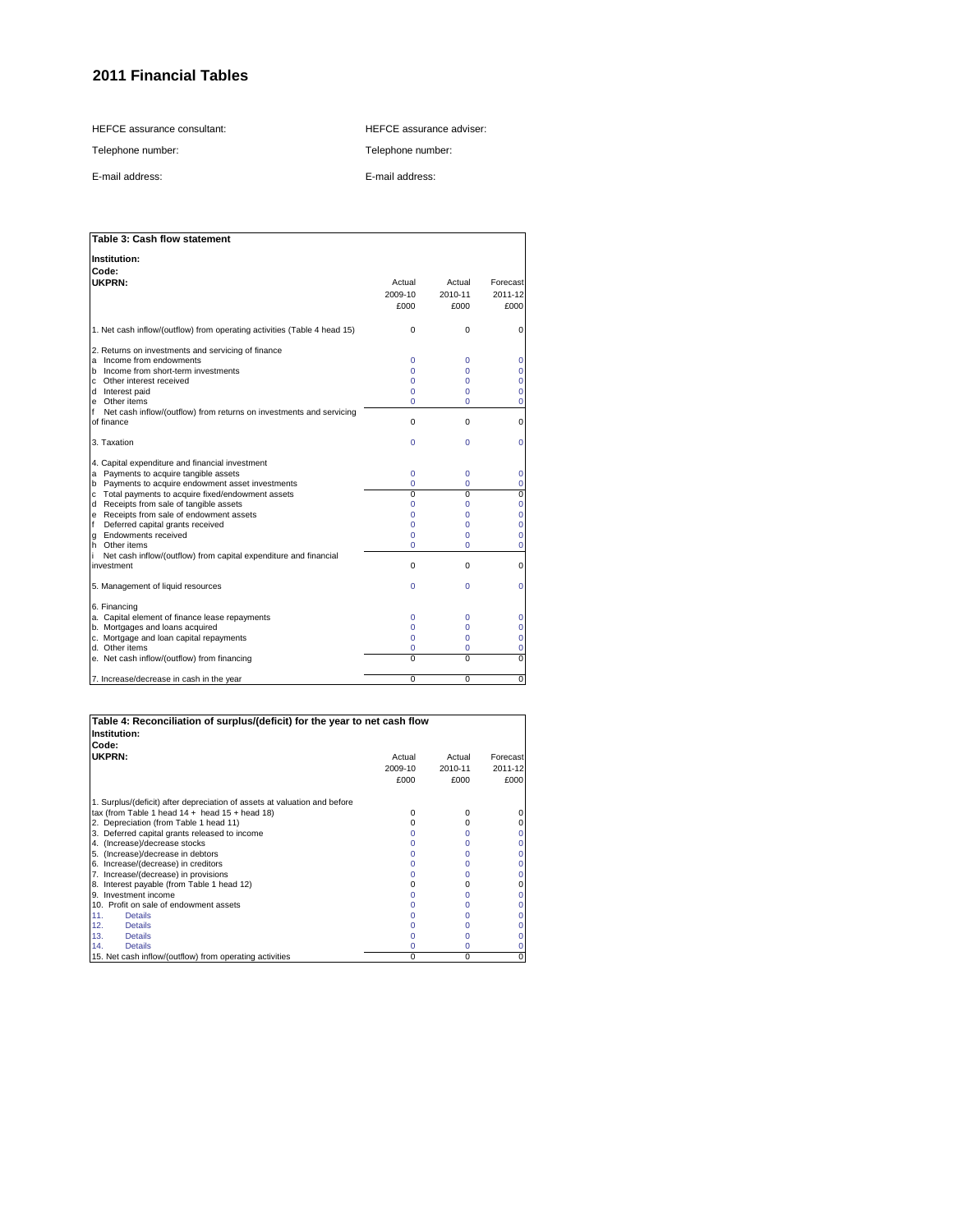# 2011 Financial Tables

HEFCE assurance consultant: HEFCE assurance adviser:

Telephone number: Telephone number:

E-mail address: E-mail address:

**Table 3: Cash flow statement**

**Institution:**
**Code:**
**UKPRN:**

| | Actual 2009-10 £000 | Actual 2010-11 £000 | Forecast 2011-12 £000 |
|---|---|---|---|
| 1. Net cash inflow/(outflow) from operating activities (Table 4 head 15) | 0 | 0 | 0 |
| 2. Returns on investments and servicing of finance | | | |
| a Income from endowments | 0 | 0 | 0 |
| b Income from short-term investments | 0 | 0 | 0 |
| c Other interest received | 0 | 0 | 0 |
| d Interest paid | 0 | 0 | 0 |
| e Other items | 0 | 0 | 0 |
| f Net cash inflow/(outflow) from returns on investments and servicing of finance | 0 | 0 | 0 |
| 3. Taxation | 0 | 0 | 0 |
| 4. Capital expenditure and financial investment | | | |
| a Payments to acquire tangible assets | 0 | 0 | 0 |
| b Payments to acquire endowment asset investments | 0 | 0 | 0 |
| c Total payments to acquire fixed/endowment assets | 0 | 0 | 0 |
| d Receipts from sale of tangible assets | 0 | 0 | 0 |
| e Receipts from sale of endowment assets | 0 | 0 | 0 |
| f Deferred capital grants received | 0 | 0 | 0 |
| g Endowments received | 0 | 0 | 0 |
| h Other items | 0 | 0 | 0 |
| i Net cash inflow/(outflow) from capital expenditure and financial investment | 0 | 0 | 0 |
| 5. Management of liquid resources | 0 | 0 | 0 |
| 6. Financing | | | |
| a. Capital element of finance lease repayments | 0 | 0 | 0 |
| b. Mortgages and loans acquired | 0 | 0 | 0 |
| c. Mortgage and loan capital repayments | 0 | 0 | 0 |
| d. Other items | 0 | 0 | 0 |
| e. Net cash inflow/(outflow) from financing | 0 | 0 | 0 |
| 7. Increase/decrease in cash in the year | 0 | 0 | 0 |

**Table 4: Reconciliation of surplus/(deficit) for the year to net cash flow**

**Institution:**
**Code:**
**UKPRN:**

| | Actual 2009-10 £000 | Actual 2010-11 £000 | Forecast 2011-12 £000 |
|---|---|---|---|
| 1. Surplus/(deficit) after depreciation of assets at valuation and before tax (from Table 1 head 14 + head 15 + head 18) | 0 | 0 | 0 |
| 2. Depreciation (from Table 1 head 11) | 0 | 0 | 0 |
| 3. Deferred capital grants released to income | 0 | 0 | 0 |
| 4. (Increase)/decrease stocks | 0 | 0 | 0 |
| 5. (Increase)/decrease in debtors | 0 | 0 | 0 |
| 6. Increase/(decrease) in creditors | 0 | 0 | 0 |
| 7. Increase/(decrease) in provisions | 0 | 0 | 0 |
| 8. Interest payable (from Table 1 head 12) | 0 | 0 | 0 |
| 9. Investment income | 0 | 0 | 0 |
| 10. Profit on sale of endowment assets | 0 | 0 | 0 |
| 11. Details | 0 | 0 | 0 |
| 12. Details | 0 | 0 | 0 |
| 13. Details | 0 | 0 | 0 |
| 14. Details | 0 | 0 | 0 |
| 15. Net cash inflow/(outflow) from operating activities | 0 | 0 | 0 |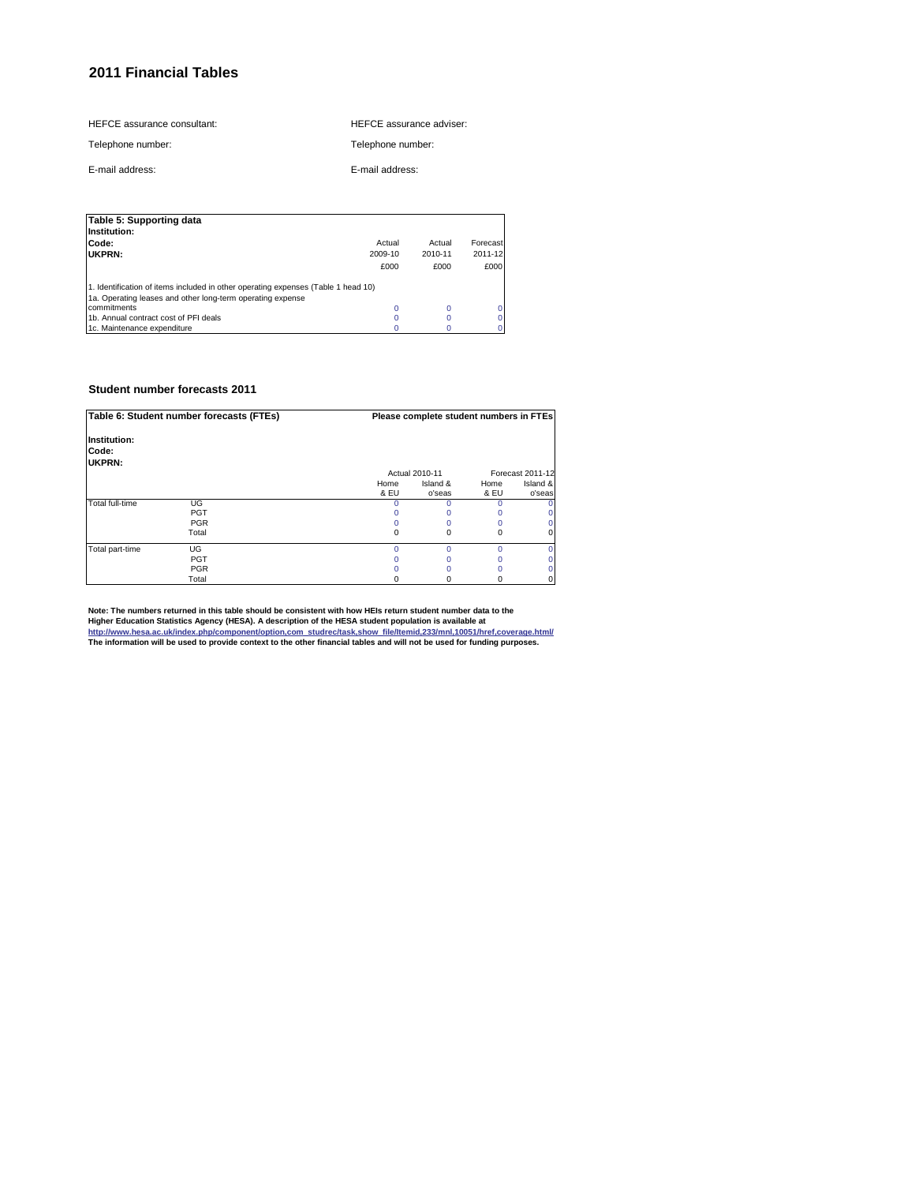## 2011 Financial Tables

HEFCE assurance consultant:

Telephone number:

E-mail address:

HEFCE assurance adviser:

Telephone number:

E-mail address:

| **Table 5: Supporting data** | | | |
|---|---|---|---|
| **Institution:** | | | |
| **Code:** | Actual | Actual | Forecast |
| **UKPRN:** | 2009-10 | 2010-11 | 2011-12 |
| | £000 | £000 | £000 |
| 1. Identification of items included in other operating expenses (Table 1 head 10) | | | |
| 1a. Operating leases and other long-term operating expense commitments | 0 | 0 | 0 |
| 1b. Annual contract cost of PFI deals | 0 | 0 | 0 |
| 1c. Maintenance expenditure | 0 | 0 | 0 |

### Student number forecasts 2011

| **Table 6: Student number forecasts (FTEs)** | | **Please complete student numbers in FTEs** | | | |
|---|---|---|---|---|---|
| **Institution:** | | | | | |
| **Code:** | | | | | |
| **UKPRN:** | | | | | |
| | | Actual 2010-11 | | Forecast 2011-12 | |
| | | Home & EU | Island & o'seas | Home & EU | Island & o'seas |
| Total full-time | UG | 0 | 0 | 0 | 0 |
| | PGT | 0 | 0 | 0 | 0 |
| | PGR | 0 | 0 | 0 | 0 |
| | Total | 0 | 0 | 0 | 0 |
| Total part-time | UG | 0 | 0 | 0 | 0 |
| | PGT | 0 | 0 | 0 | 0 |
| | PGR | 0 | 0 | 0 | 0 |
| | Total | 0 | 0 | 0 | 0 |

**Note: The numbers returned in this table should be consistent with how HEIs return student number data to the Higher Education Statistics Agency (HESA). A description of the HESA student population is available at**
**http://www.hesa.ac.uk/index.php/component/option,com_studrec/task,show_file/Itemid,233/mnl,10051/href,coverage.html/**
**The information will be used to provide context to the other financial tables and will not be used for funding purposes.**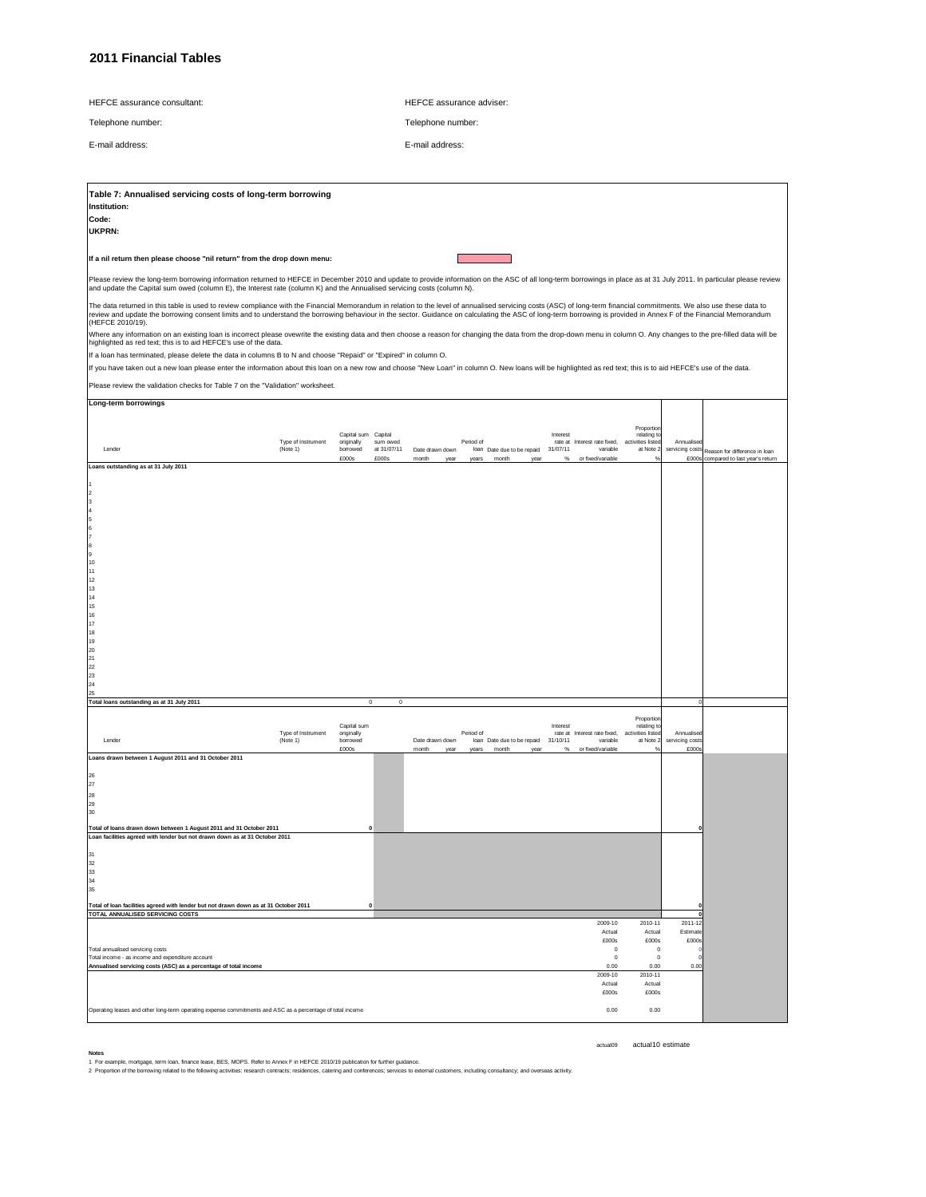# 2011 Financial Tables

HEFCE assurance consultant:

HEFCE assurance adviser:

Telephone number:

Telephone number:

E-mail address:

E-mail address:

## Table 7: Annualised servicing costs of long-term borrowing

**Institution:**

**Code:**

**UKPRN:**

**If a nil return then please choose "nil return" from the drop down menu:**

Please review the long-term borrowing information returned to HEFCE in December 2010 and update to provide information on the ASC of all long-term borrowings in place as at 31 July 2011. In particular please review and update the Capital sum owed (column E), the Interest rate (column K) and the Annualised servicing costs (column N).

The data returned in this table is used to review compliance with the Financial Memorandum in relation to the level of annualised servicing costs (ASC) of long-term financial commitments. We also use these data to review and update the borrowing consent limits and to understand the borrowing behaviour in the sector. Guidance on calculating the ASC of long-term borrowing is provided in Annex F of the Financial Memorandum (HEFCE 2010/19).

Where any information on an existing loan is incorrect please overwrite the existing data and then choose a reason for changing the data from the drop-down menu in column O. Any changes to the pre-filled data will be highlighted as red text; this is to aid HEFCE's use of the data.

If a loan has terminated, please delete the data in columns B to N and choose "Repaid" or "Expired" in column O.

If you have taken out a new loan please enter the information about this loan on a new row and choose "New Loan" in column O. New loans will be highlighted as red text; this is to aid HEFCE's use of the data.

Please review the validation checks for Table 7 on the "Validation" worksheet.

**Long-term borrowings**

| Lender | Type of Instrument (Note 1) | Capital sum originally borrowed £000s | Capital sum owed at 31/07/11 £000s | Date drawn down month | Date drawn down year | Period of loan years | Date due to be repaid month | Date due to be repaid year | Interest rate at 31/07/11 % | Interest rate fixed, variable or fixed/variable | Proportion relating to activities listed at Note 2 % | Annualised servicing costs £000s | Reason for difference in loan compared to last year's return |
|---|---|---|---|---|---|---|---|---|---|---|---|---|---|
| **Loans outstanding as at 31 July 2011** | | | | | | | | | | | | | |
| 1 | | | | | | | | | | | | | |
| 2 | | | | | | | | | | | | | |
| 3 | | | | | | | | | | | | | |
| 4 | | | | | | | | | | | | | |
| 5 | | | | | | | | | | | | | |
| 6 | | | | | | | | | | | | | |
| 7 | | | | | | | | | | | | | |
| 8 | | | | | | | | | | | | | |
| 9 | | | | | | | | | | | | | |
| 10 | | | | | | | | | | | | | |
| 11 | | | | | | | | | | | | | |
| 12 | | | | | | | | | | | | | |
| 13 | | | | | | | | | | | | | |
| 14 | | | | | | | | | | | | | |
| 15 | | | | | | | | | | | | | |
| 16 | | | | | | | | | | | | | |
| 17 | | | | | | | | | | | | | |
| 18 | | | | | | | | | | | | | |
| 19 | | | | | | | | | | | | | |
| 20 | | | | | | | | | | | | | |
| 21 | | | | | | | | | | | | | |
| 22 | | | | | | | | | | | | | |
| 23 | | | | | | | | | | | | | |
| 24 | | | | | | | | | | | | | |
| 25 | | | | | | | | | | | | | |
| **Total loans outstanding as at 31 July 2011** | | 0 | 0 | | | | | | | | | 0 | |

| Lender | Type of Instrument (Note 1) | Capital sum originally borrowed £000s | | Date drawn down month | Date drawn down year | Period of loan years | Date due to be repaid month | Date due to be repaid year | Interest rate at 31/10/11 % | Interest rate fixed, variable or fixed/variable | Proportion relating to activities listed at Note 2 % | Annualised servicing costs £000s |
|---|---|---|---|---|---|---|---|---|---|---|---|---|
| **Loans drawn between 1 August 2011 and 31 October 2011** | | | | | | | | | | | | |
| 26 | | | | | | | | | | | | |
| 27 | | | | | | | | | | | | |
| 28 | | | | | | | | | | | | |
| 29 | | | | | | | | | | | | |
| 30 | | | | | | | | | | | | |
| **Total of loans drawn down between 1 August 2011 and 31 October 2011** | | 0 | | | | | | | | | | 0 |
| **Loan facilities agreed with lender but not drawn down as at 31 October 2011** | | | | | | | | | | | | |
| 31 | | | | | | | | | | | | |
| 32 | | | | | | | | | | | | |
| 33 | | | | | | | | | | | | |
| 34 | | | | | | | | | | | | |
| 35 | | | | | | | | | | | | |
| **Total of loan facilities agreed with lender but not drawn down as at 31 October 2011** | | 0 | | | | | | | | | | 0 |
| **TOTAL ANNUALISED SERVICING COSTS** | | | | | | | | | | | | 0 |

| | 2009-10 Actual £000s | 2010-11 Actual £000s | 2011-12 Estimate £000s |
|---|---|---|---|
| Total annualised servicing costs | 0 | 0 | 0 |
| Total income - as income and expenditure account | 0 | 0 | 0 |
| **Annualised servicing costs (ASC) as a percentage of total income** | 0.00 | 0.00 | 0.00 |

| | 2009-10 Actual £000s | 2010-11 Actual £000s |
|---|---|---|
| Operating leases and other long-term operating expense commitments and ASC as a percentage of total income | 0.00 | 0.00 |

actual09 actual10 estimate

**Notes**

1 For example, mortgage, term loan, finance lease, BES, MOPS. Refer to Annex F in HEFCE 2010/19 publication for further guidance.

2 Proportion of the borrowing related to the following activities: research contracts; residences, catering and conferences; services to external customers, including consultancy; and overseas activity.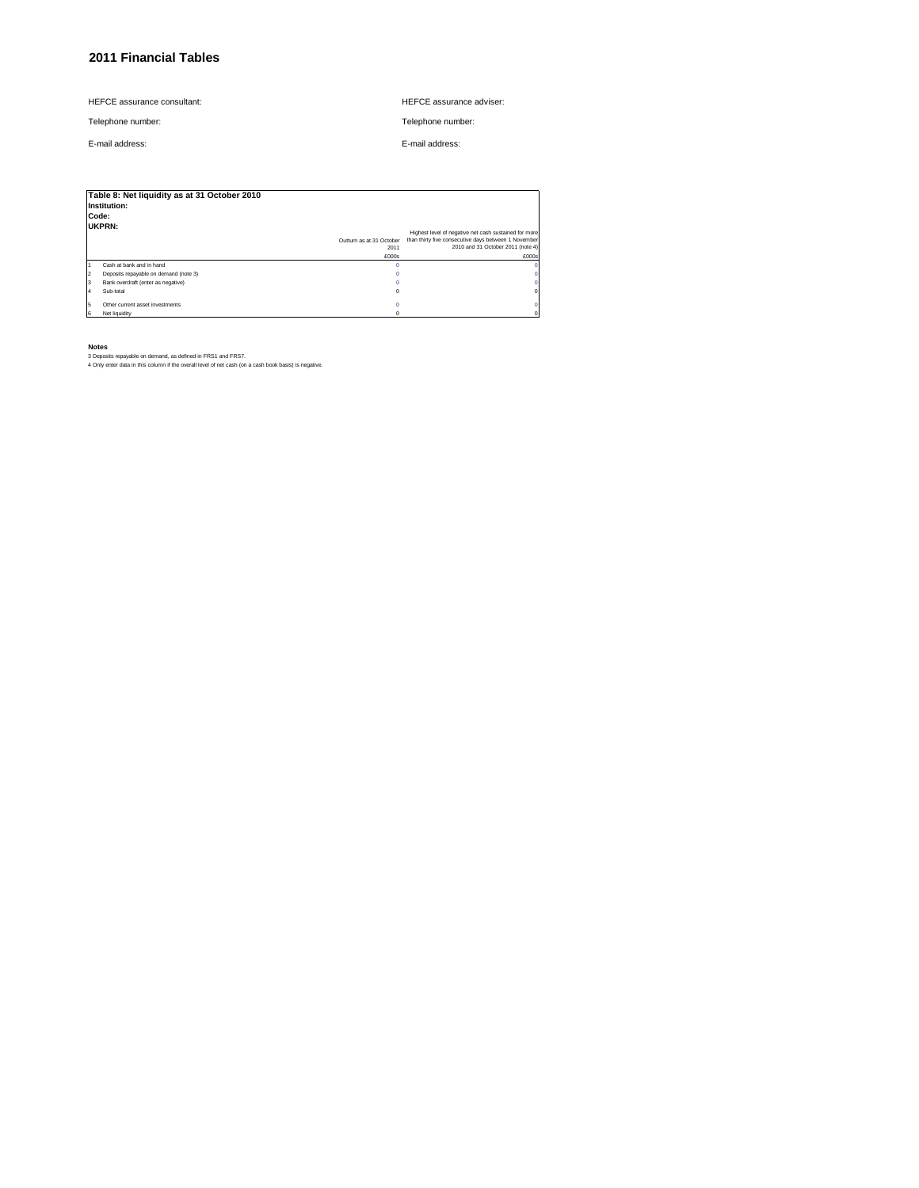## 2011 Financial Tables

HEFCE assurance consultant:

Telephone number:

E-mail address:

HEFCE assurance adviser:

Telephone number:

E-mail address:

**Table 8: Net liquidity as at 31 October 2010**
**Institution:**
**Code:**
**UKPRN:**

| | | Outturn as at 31 October 2011 | Highest level of negative net cash sustained for more than thirty five consecutive days between 1 November 2010 and 31 October 2011 (note 4) |
|---|---|---|---|
| | | £000s | £000s |
| 1 | Cash at bank and in hand | 0 | 0 |
| 2 | Deposits repayable on demand (note 3) | 0 | 0 |
| 3 | Bank overdraft (enter as negative) | 0 | 0 |
| 4 | Sub-total | 0 | 0 |
| 5 | Other current asset investments | 0 | 0 |
| 6 | Net liquidity | 0 | 0 |

**Notes**

3 Deposits repayable on demand, as defined in FRS1 and FRS7.

4 Only enter data in this column if the overall level of net cash (on a cash book basis) is negative.